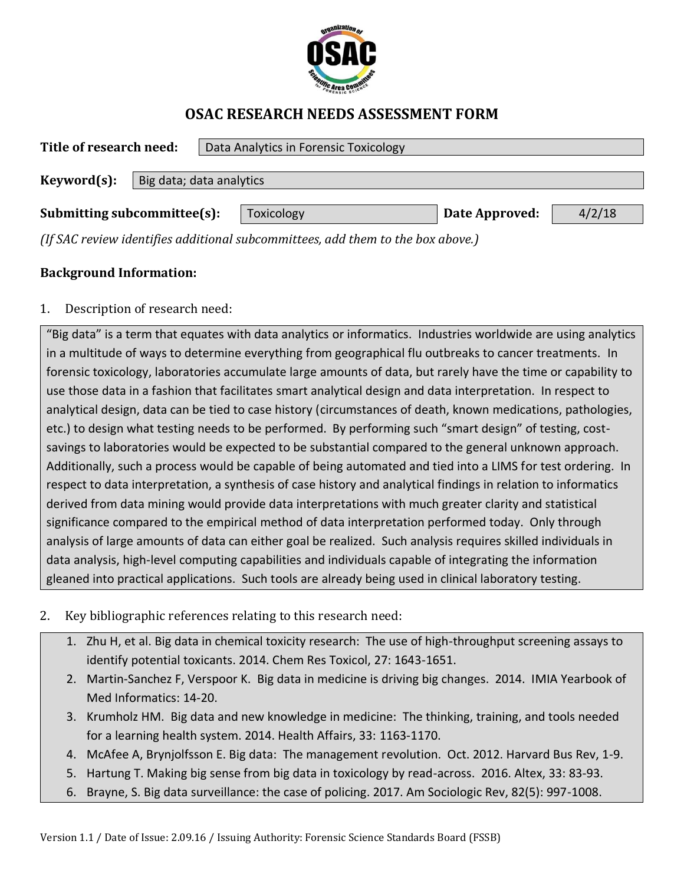# OSAC RESEARCH NEEDS ASSESSMENT FORM

**Title of research need:** Data Analytics in Forensic Toxicology

**Keyword(s):** Big data; data analytics

**Submitting subcommittee(s):** Toxicology **Date Approved:** 4/2/18

*(If SAC review identifies additional subcommittees, add them to the box above.)*

**Background Information:**

1. Description of research need:

"Big data" is a term that equates with data analytics or informatics. Industries worldwide are using analytics in a multitude of ways to determine everything from geographical flu outbreaks to cancer treatments. In forensic toxicology, laboratories accumulate large amounts of data, but rarely have the time or capability to use those data in a fashion that facilitates smart analytical design and data interpretation. In respect to analytical design, data can be tied to case history (circumstances of death, known medications, pathologies, etc.) to design what testing needs to be performed. By performing such "smart design" of testing, cost-savings to laboratories would be expected to be substantial compared to the general unknown approach. Additionally, such a process would be capable of being automated and tied into a LIMS for test ordering. In respect to data interpretation, a synthesis of case history and analytical findings in relation to informatics derived from data mining would provide data interpretations with much greater clarity and statistical significance compared to the empirical method of data interpretation performed today. Only through analysis of large amounts of data can either goal be realized. Such analysis requires skilled individuals in data analysis, high-level computing capabilities and individuals capable of integrating the information gleaned into practical applications. Such tools are already being used in clinical laboratory testing.

2. Key bibliographic references relating to this research need:

1. Zhu H, et al. Big data in chemical toxicity research: The use of high-throughput screening assays to identify potential toxicants. 2014. Chem Res Toxicol, 27: 1643-1651.
2. Martin-Sanchez F, Verspoor K. Big data in medicine is driving big changes. 2014. IMIA Yearbook of Med Informatics: 14-20.
3. Krumholz HM. Big data and new knowledge in medicine: The thinking, training, and tools needed for a learning health system. 2014. Health Affairs, 33: 1163-1170.
4. McAfee A, Brynjolfsson E. Big data: The management revolution. Oct. 2012. Harvard Bus Rev, 1-9.
5. Hartung T. Making big sense from big data in toxicology by read-across. 2016. Altex, 33: 83-93.
6. Brayne, S. Big data surveillance: the case of policing. 2017. Am Sociologic Rev, 82(5): 997-1008.

Version 1.1 / Date of Issue: 2.09.16 / Issuing Authority: Forensic Science Standards Board (FSSB)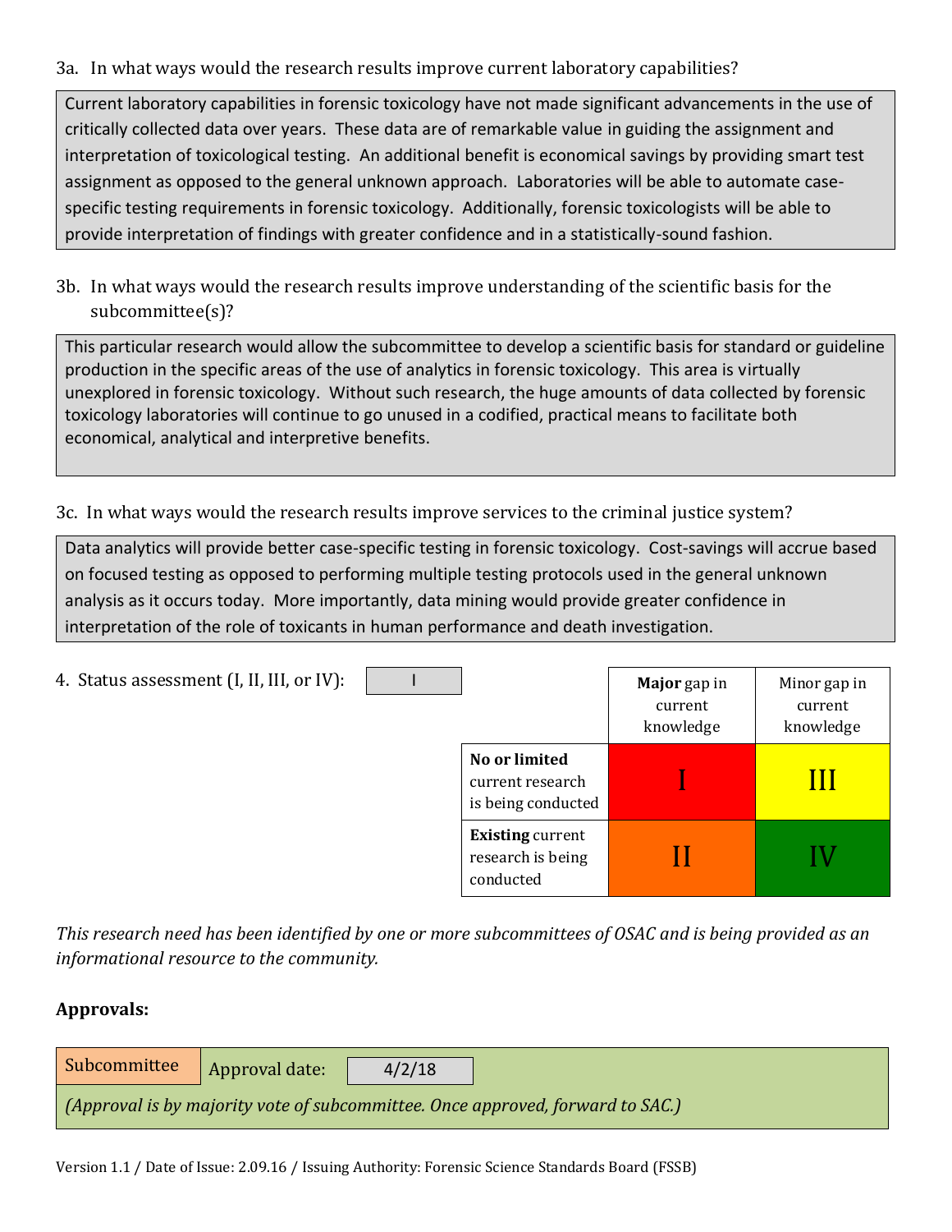3a. In what ways would the research results improve current laboratory capabilities?

Current laboratory capabilities in forensic toxicology have not made significant advancements in the use of critically collected data over years. These data are of remarkable value in guiding the assignment and interpretation of toxicological testing. An additional benefit is economical savings by providing smart test assignment as opposed to the general unknown approach. Laboratories will be able to automate case-specific testing requirements in forensic toxicology. Additionally, forensic toxicologists will be able to provide interpretation of findings with greater confidence and in a statistically-sound fashion.

3b. In what ways would the research results improve understanding of the scientific basis for the subcommittee(s)?

This particular research would allow the subcommittee to develop a scientific basis for standard or guideline production in the specific areas of the use of analytics in forensic toxicology. This area is virtually unexplored in forensic toxicology. Without such research, the huge amounts of data collected by forensic toxicology laboratories will continue to go unused in a codified, practical means to facilitate both economical, analytical and interpretive benefits.

3c. In what ways would the research results improve services to the criminal justice system?

Data analytics will provide better case-specific testing in forensic toxicology. Cost-savings will accrue based on focused testing as opposed to performing multiple testing protocols used in the general unknown analysis as it occurs today. More importantly, data mining would provide greater confidence in interpretation of the role of toxicants in human performance and death investigation.

4. Status assessment (I, II, III, or IV): I

| | **Major** gap in current knowledge | Minor gap in current knowledge |
|---|---|---|
| **No or limited** current research is being conducted | I | III |
| **Existing** current research is being conducted | II | IV |

*This research need has been identified by one or more subcommittees of OSAC and is being provided as an informational resource to the community.*

**Approvals:**

Subcommittee | Approval date: 4/2/18

*(Approval is by majority vote of subcommittee. Once approved, forward to SAC.)*

Version 1.1 / Date of Issue: 2.09.16 / Issuing Authority: Forensic Science Standards Board (FSSB)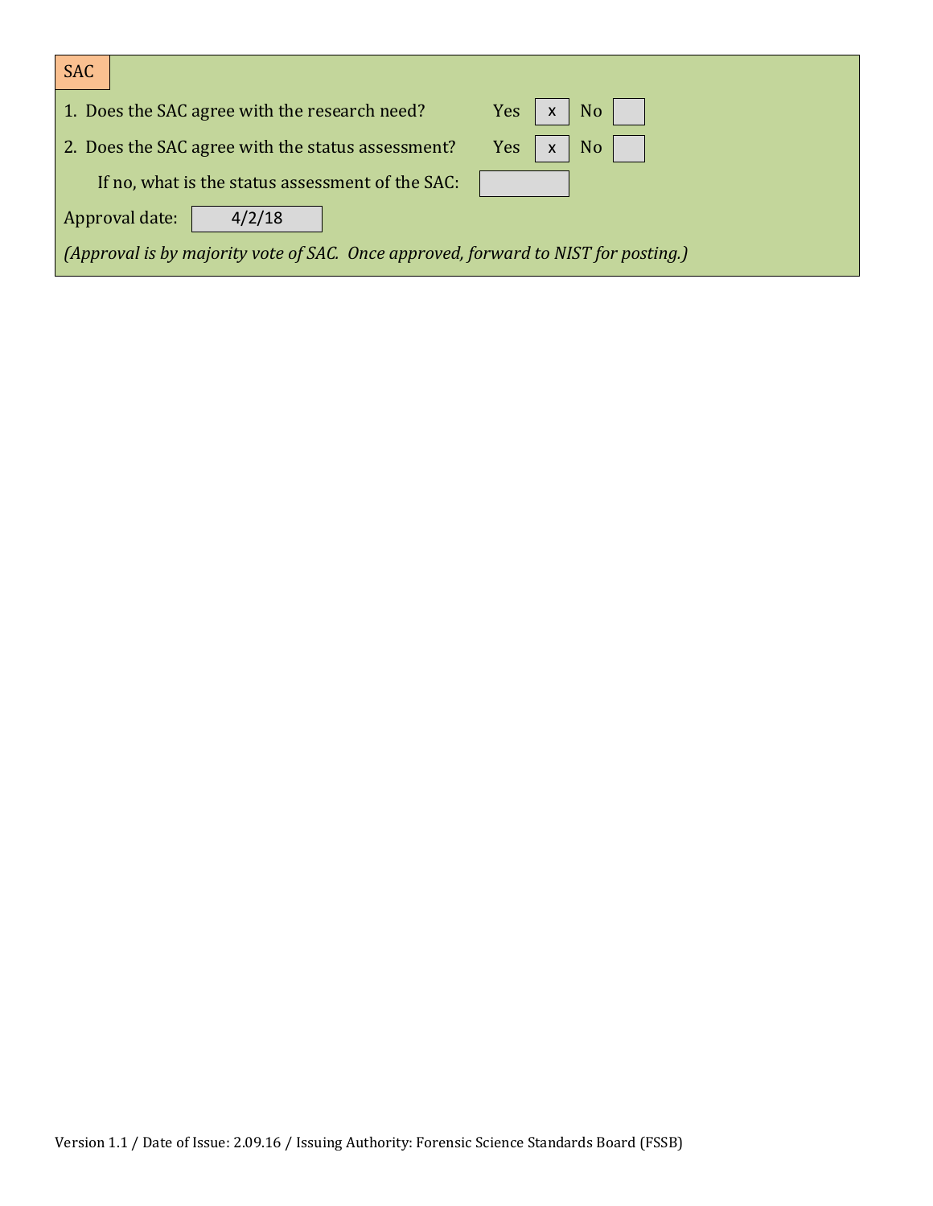## SAC

1. Does the SAC agree with the research need? Yes [x] No [ ]
2. Does the SAC agree with the status assessment? Yes [x] No [ ]

   If no, what is the status assessment of the SAC: [ ]

Approval date: 4/2/18

*(Approval is by majority vote of SAC. Once approved, forward to NIST for posting.)*

Version 1.1 / Date of Issue: 2.09.16 / Issuing Authority: Forensic Science Standards Board (FSSB)